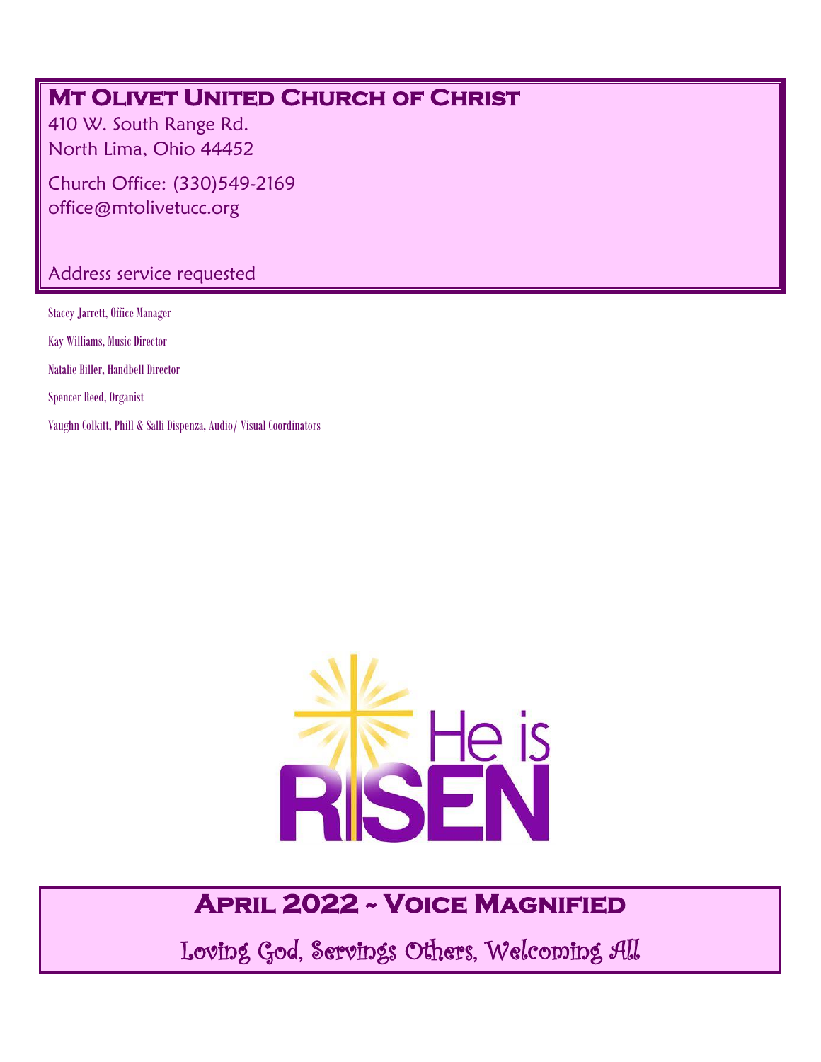# Mt Olivet United Church of Christ

410 W. South Range Rd.
North Lima, Ohio 44452

Church Office: (330)549-2169
office@mtolivetucc.org

Address service requested

Stacey Jarrett, Office Manager

Kay Williams, Music Director

Natalie Biller, Handbell Director

Spencer Reed, Organist

Vaughn Colkitt, Phill & Salli Dispenza, Audio/ Visual Coordinators

He is RISEN

## April 2022 ~ Voice Magnified

Loving God, Servings Others, Welcoming All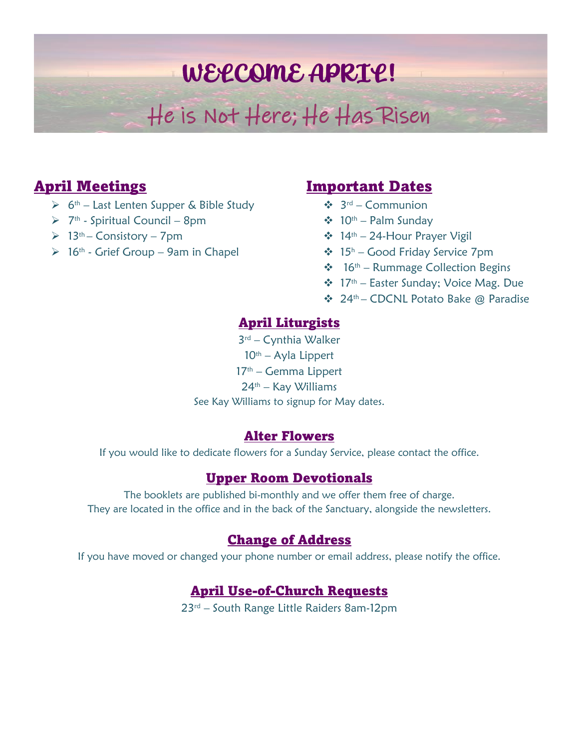# WELCOME APRIL!

## He is Not Here; He Has Risen

## April Meetings

- 6th – Last Lenten Supper & Bible Study
- 7th - Spiritual Council – 8pm
- 13th – Consistory – 7pm
- 16th - Grief Group – 9am in Chapel

## Important Dates

- 3rd – Communion
- 10th – Palm Sunday
- 14th – 24-Hour Prayer Vigil
- 15h – Good Friday Service 7pm
- 16th – Rummage Collection Begins
- 17th – Easter Sunday; Voice Mag. Due
- 24th – CDCNL Potato Bake @ Paradise

## April Liturgists

3rd – Cynthia Walker
10th – Ayla Lippert
17th – Gemma Lippert
24th – Kay Williams
See Kay Williams to signup for May dates.

## Alter Flowers

If you would like to dedicate flowers for a Sunday Service, please contact the office.

## Upper Room Devotionals

The booklets are published bi-monthly and we offer them free of charge.
They are located in the office and in the back of the Sanctuary, alongside the newsletters.

## Change of Address

If you have moved or changed your phone number or email address, please notify the office.

## April Use-of-Church Requests

23rd – South Range Little Raiders 8am-12pm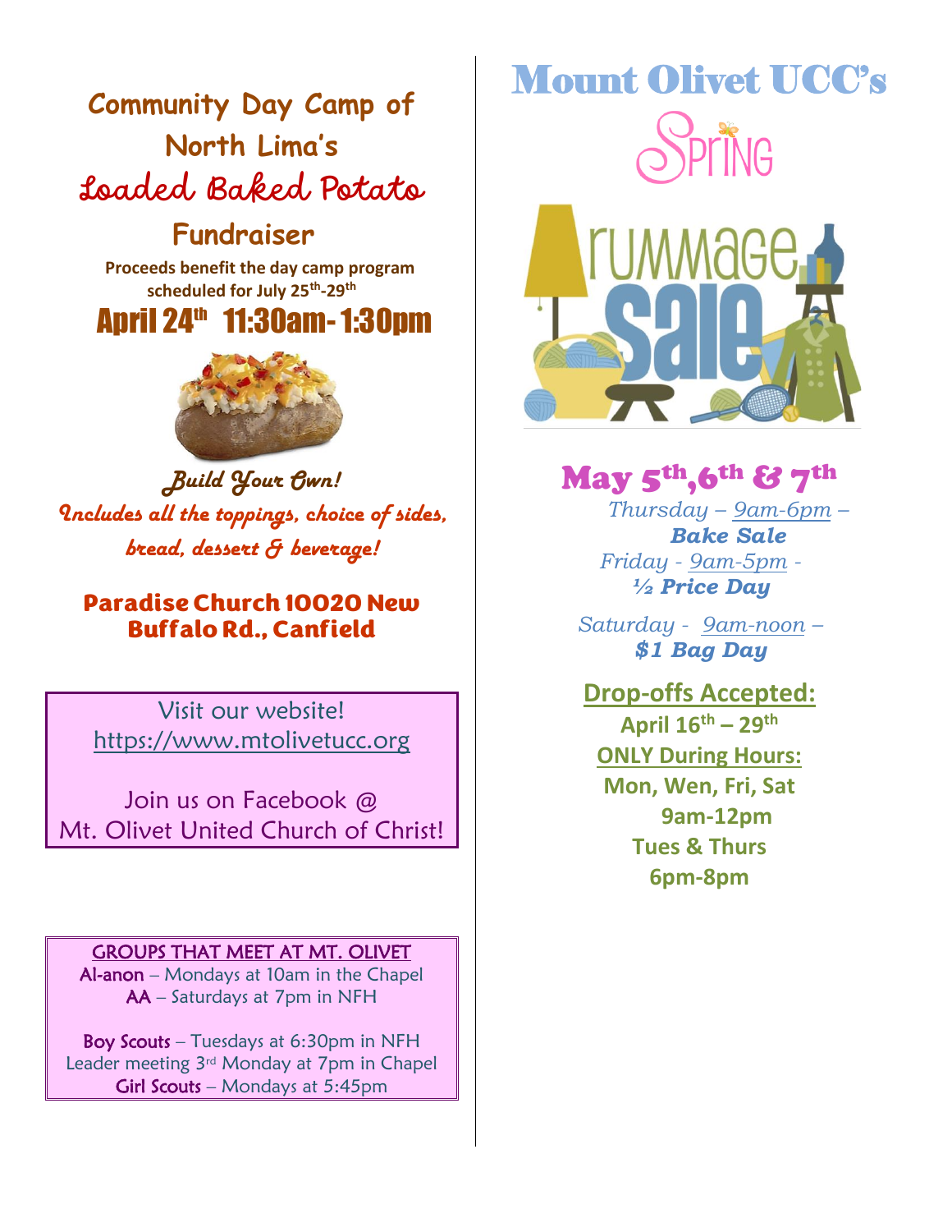## Community Day Camp of North Lima's

## Loaded Baked Potato

## Fundraiser

**Proceeds benefit the day camp program scheduled for July 25th-29th**

**April 24th 11:30am-1:30pm**

*Build Your Own!*

*Includes all the toppings, choice of sides, bread, dessert & beverage!*

**Paradise Church 10020 New Buffalo Rd., Canfield**

Visit our website!
https://www.mtolivetucc.org

Join us on Facebook @
Mt. Olivet United Church of Christ!

GROUPS THAT MEET AT MT. OLIVET

Al-anon – Mondays at 10am in the Chapel
AA – Saturdays at 7pm in NFH

Boy Scouts – Tuesdays at 6:30pm in NFH
Leader meeting 3rd Monday at 7pm in Chapel
Girl Scouts – Mondays at 5:45pm

# Mount Olivet UCC's

## Spring Rummage Sale

## May 5th, 6th & 7th

*Thursday – 9am-6pm –* ***Bake Sale***

*Friday - 9am-5pm -* ***½ Price Day***

*Saturday - 9am-noon –* ***$1 Bag Day***

**Drop-offs Accepted:**

**April 16th – 29th**

**ONLY During Hours:**

**Mon, Wen, Fri, Sat**
**9am-12pm**
**Tues & Thurs**
**6pm-8pm**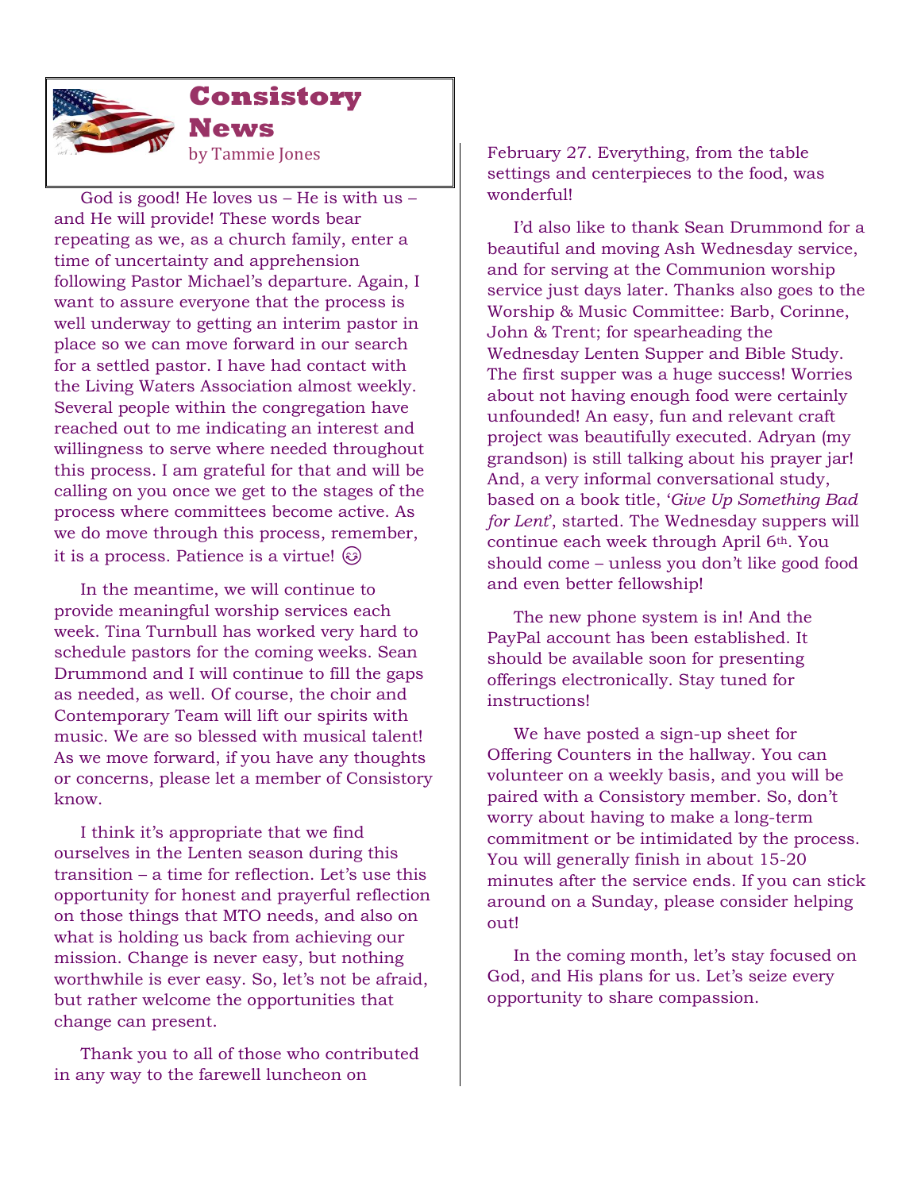# Consistory News

by Tammie Jones

God is good! He loves us – He is with us – and He will provide! These words bear repeating as we, as a church family, enter a time of uncertainty and apprehension following Pastor Michael's departure. Again, I want to assure everyone that the process is well underway to getting an interim pastor in place so we can move forward in our search for a settled pastor. I have had contact with the Living Waters Association almost weekly. Several people within the congregation have reached out to me indicating an interest and willingness to serve where needed throughout this process. I am grateful for that and will be calling on you once we get to the stages of the process where committees become active. As we do move through this process, remember, it is a process. Patience is a virtue! 😉

In the meantime, we will continue to provide meaningful worship services each week. Tina Turnbull has worked very hard to schedule pastors for the coming weeks. Sean Drummond and I will continue to fill the gaps as needed, as well. Of course, the choir and Contemporary Team will lift our spirits with music. We are so blessed with musical talent! As we move forward, if you have any thoughts or concerns, please let a member of Consistory know.

I think it's appropriate that we find ourselves in the Lenten season during this transition – a time for reflection. Let's use this opportunity for honest and prayerful reflection on those things that MTO needs, and also on what is holding us back from achieving our mission. Change is never easy, but nothing worthwhile is ever easy. So, let's not be afraid, but rather welcome the opportunities that change can present.

Thank you to all of those who contributed in any way to the farewell luncheon on February 27. Everything, from the table settings and centerpieces to the food, was wonderful!

I'd also like to thank Sean Drummond for a beautiful and moving Ash Wednesday service, and for serving at the Communion worship service just days later. Thanks also goes to the Worship & Music Committee: Barb, Corinne, John & Trent; for spearheading the Wednesday Lenten Supper and Bible Study. The first supper was a huge success! Worries about not having enough food were certainly unfounded! An easy, fun and relevant craft project was beautifully executed. Adryan (my grandson) is still talking about his prayer jar! And, a very informal conversational study, based on a book title, '*Give Up Something Bad for Lent*', started. The Wednesday suppers will continue each week through April 6th. You should come – unless you don't like good food and even better fellowship!

The new phone system is in! And the PayPal account has been established. It should be available soon for presenting offerings electronically. Stay tuned for instructions!

We have posted a sign-up sheet for Offering Counters in the hallway. You can volunteer on a weekly basis, and you will be paired with a Consistory member. So, don't worry about having to make a long-term commitment or be intimidated by the process. You will generally finish in about 15-20 minutes after the service ends. If you can stick around on a Sunday, please consider helping out!

In the coming month, let's stay focused on God, and His plans for us. Let's seize every opportunity to share compassion.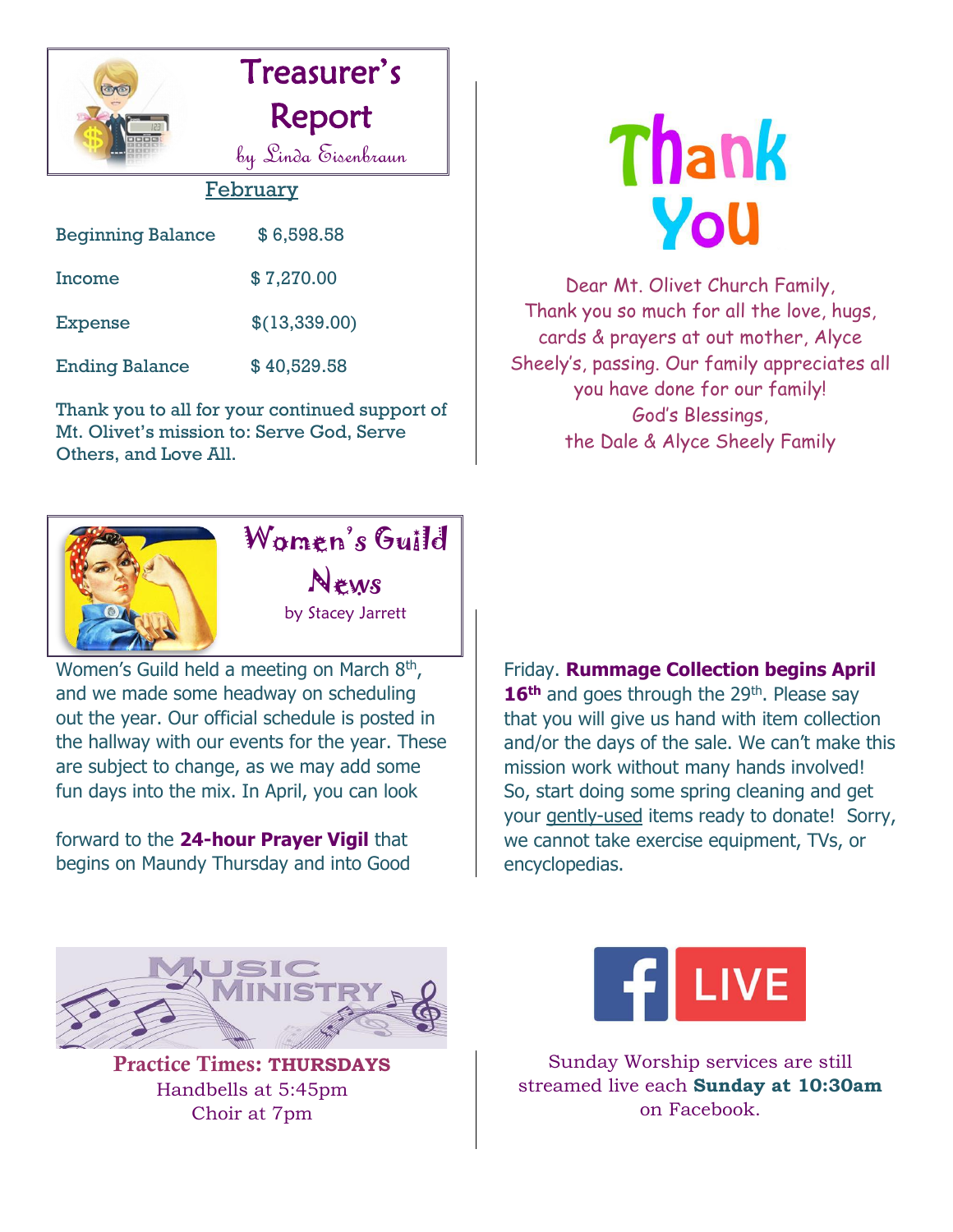## Treasurer's Report

by Linda Eisenbraun

### February

| | |
|---|---|
| Beginning Balance | $ 6,598.58 |
| Income | $ 7,270.00 |
| Expense | $(13,339.00) |
| Ending Balance | $ 40,529.58 |

Thank you to all for your continued support of Mt. Olivet's mission to: Serve God, Serve Others, and Love All.

## Thank You

Dear Mt. Olivet Church Family,
Thank you so much for all the love, hugs, cards & prayers at out mother, Alyce Sheely's, passing. Our family appreciates all you have done for our family!
God's Blessings,
the Dale & Alyce Sheely Family

## Women's Guild News

by Stacey Jarrett

Women's Guild held a meeting on March 8th, and we made some headway on scheduling out the year. Our official schedule is posted in the hallway with our events for the year. These are subject to change, as we may add some fun days into the mix. In April, you can look forward to the **24-hour Prayer Vigil** that begins on Maundy Thursday and into Good Friday. **Rummage Collection begins April 16th** and goes through the 29th. Please say that you will give us hand with item collection and/or the days of the sale. We can't make this mission work without many hands involved! So, start doing some spring cleaning and get your gently-used items ready to donate! Sorry, we cannot take exercise equipment, TVs, or encyclopedias.

## Music Ministry

**Practice Times: THURSDAYS**
Handbells at 5:45pm
Choir at 7pm

## Facebook LIVE

Sunday Worship services are still streamed live each **Sunday at 10:30am** on Facebook.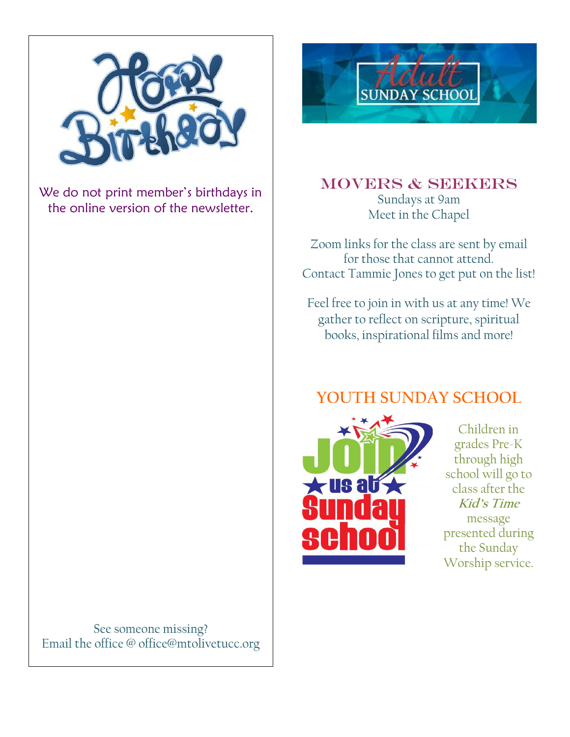# Happy Birthday

We do not print member's birthdays in the online version of the newsletter.

See someone missing?
Email the office @ office@mtolivetucc.org

# Adult SUNDAY SCHOOL

## MOVERS & SEEKERS

Sundays at 9am
Meet in the Chapel

Zoom links for the class are sent by email for those that cannot attend.
Contact Tammie Jones to get put on the list!

Feel free to join in with us at any time! We gather to reflect on scripture, spiritual books, inspirational films and more!

## YOUTH SUNDAY SCHOOL

Join us at Sunday school

Children in grades Pre-K through high school will go to class after the ***Kid's Time*** message presented during the Sunday Worship service.